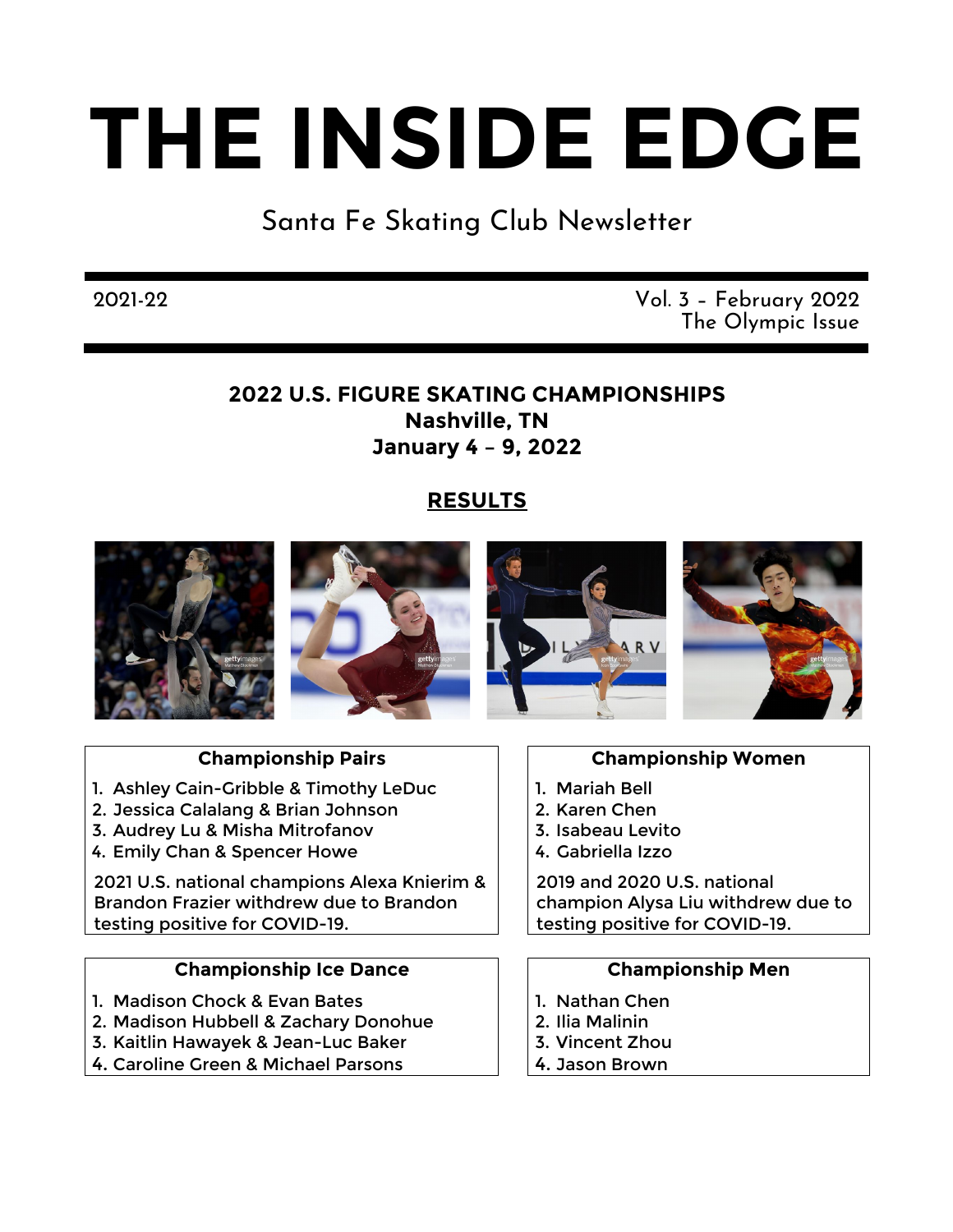# THE INSIDE EDGE

Santa Fe Skating Club Newsletter

2021-22

Vol. 3 – February 2022
The Olympic Issue

## 2022 U.S. FIGURE SKATING CHAMPIONSHIPS
## Nashville, TN
## January 4 – 9, 2022

## RESULTS

### Championship Pairs

1. Ashley Cain-Gribble & Timothy LeDuc
2. Jessica Calalang & Brian Johnson
3. Audrey Lu & Misha Mitrofanov
4. Emily Chan & Spencer Howe

2021 U.S. national champions Alexa Knierim & Brandon Frazier withdrew due to Brandon testing positive for COVID-19.

### Championship Women

1. Mariah Bell
2. Karen Chen
3. Isabeau Levito
4. Gabriella Izzo

2019 and 2020 U.S. national champion Alysa Liu withdrew due to testing positive for COVID-19.

### Championship Ice Dance

1. Madison Chock & Evan Bates
2. Madison Hubbell & Zachary Donohue
3. Kaitlin Hawayek & Jean-Luc Baker
4. Caroline Green & Michael Parsons

### Championship Men

1. Nathan Chen
2. Ilia Malinin
3. Vincent Zhou
4. Jason Brown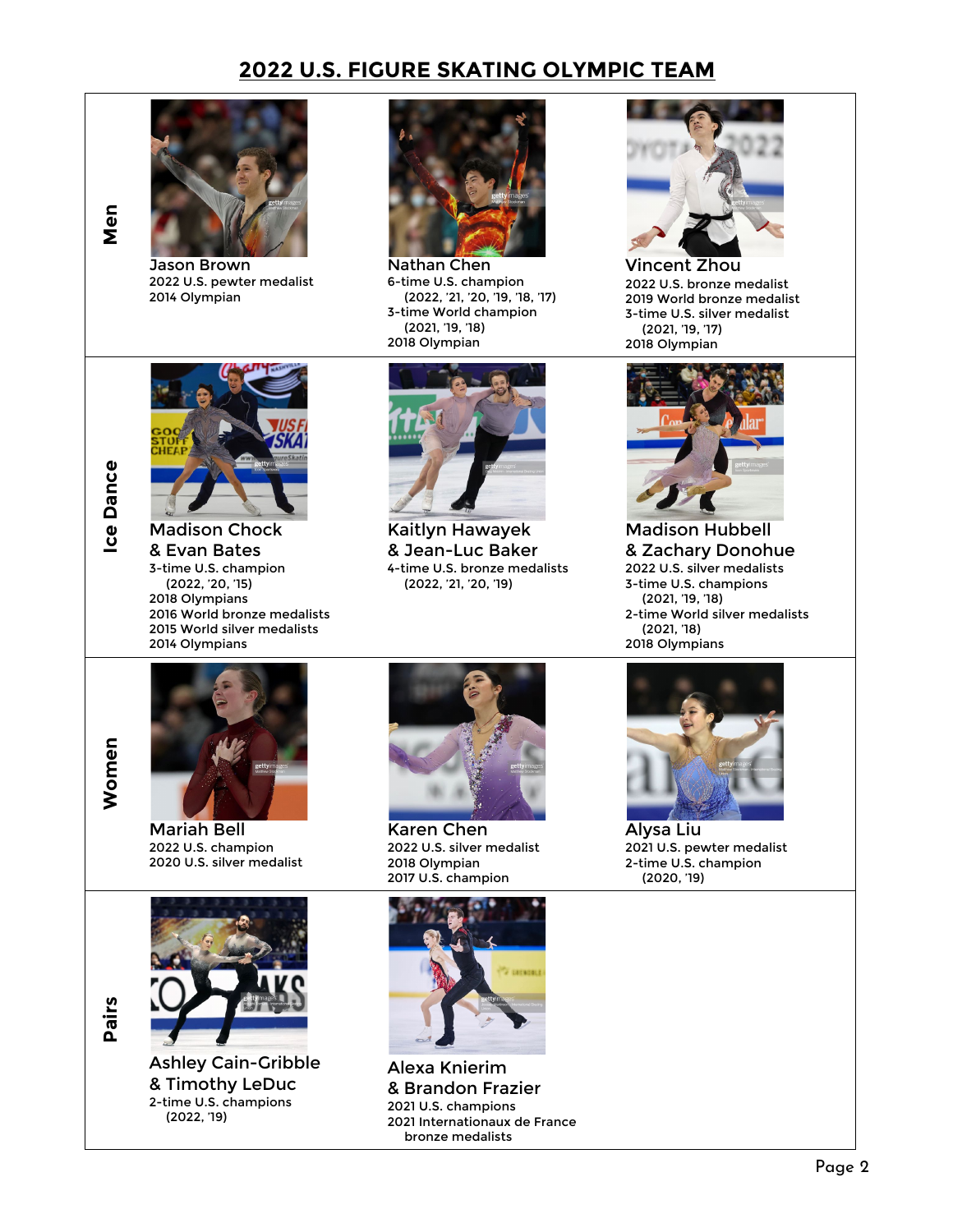# 2022 U.S. FIGURE SKATING OLYMPIC TEAM

## Men

**Jason Brown**
2022 U.S. pewter medalist
2014 Olympian

**Nathan Chen**
6-time U.S. champion
(2022, '21, '20, '19, '18, '17)
3-time World champion
(2021, '19, '18)
2018 Olympian

**Vincent Zhou**
2022 U.S. bronze medalist
2019 World bronze medalist
3-time U.S. silver medalist
(2021, '19, '17)
2018 Olympian

## Ice Dance

**Madison Chock & Evan Bates**
3-time U.S. champion
(2022, '20, '15)
2018 Olympians
2016 World bronze medalists
2015 World silver medalists
2014 Olympians

**Kaitlyn Hawayek & Jean-Luc Baker**
4-time U.S. bronze medalists
(2022, '21, '20, '19)

**Madison Hubbell & Zachary Donohue**
2022 U.S. silver medalists
3-time U.S. champions
(2021, '19, '18)
2-time World silver medalists
(2021, '18)
2018 Olympians

## Women

**Mariah Bell**
2022 U.S. champion
2020 U.S. silver medalist

**Karen Chen**
2022 U.S. silver medalist
2018 Olympian
2017 U.S. champion

**Alysa Liu**
2021 U.S. pewter medalist
2-time U.S. champion
(2020, '19)

## Pairs

**Ashley Cain-Gribble & Timothy LeDuc**
2-time U.S. champions
(2022, '19)

**Alexa Knierim & Brandon Frazier**
2021 U.S. champions
2021 Internationaux de France bronze medalists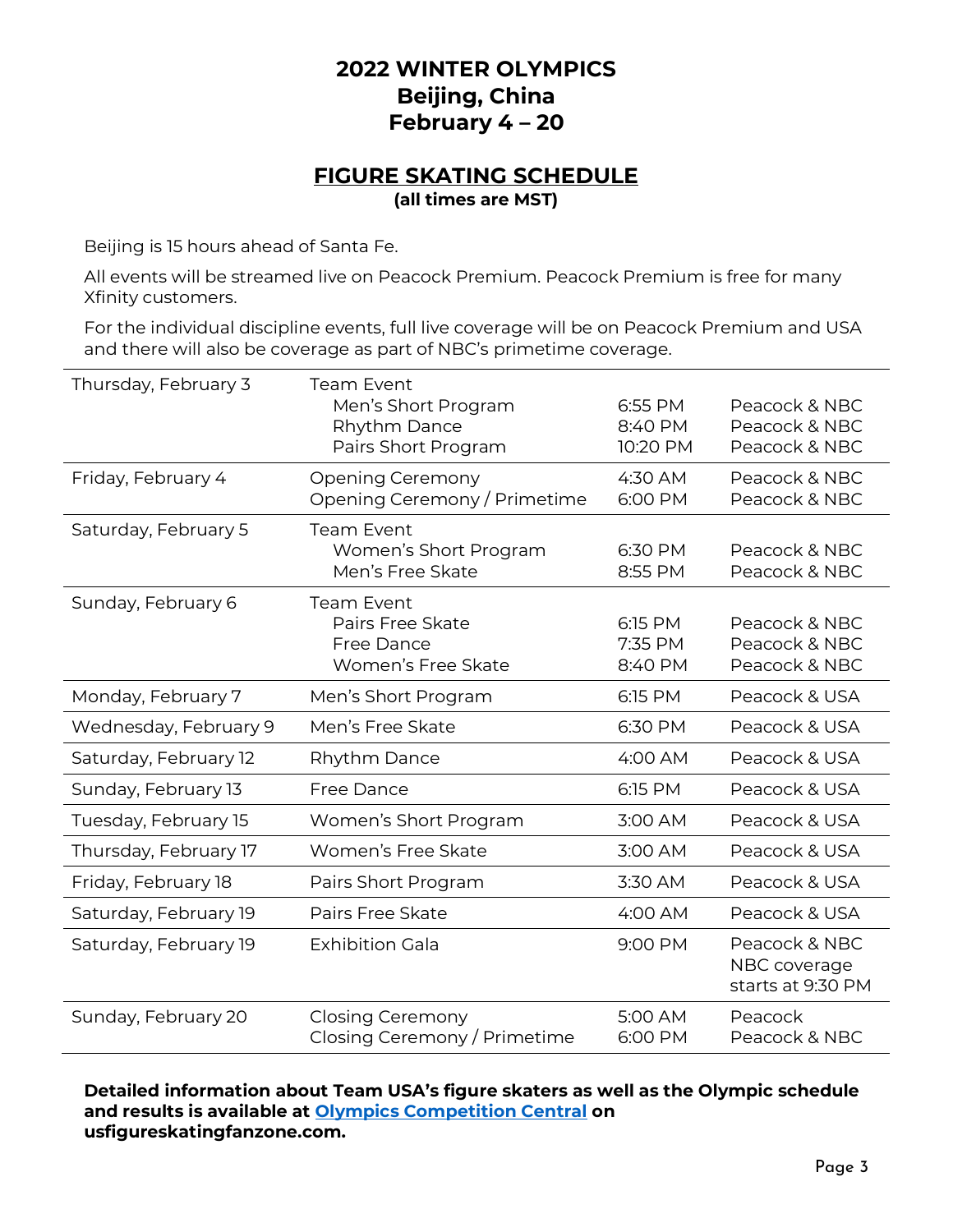# 2022 WINTER OLYMPICS
# Beijing, China
# February 4 – 20

## FIGURE SKATING SCHEDULE

**(all times are MST)**

Beijing is 15 hours ahead of Santa Fe.

All events will be streamed live on Peacock Premium. Peacock Premium is free for many Xfinity customers.

For the individual discipline events, full live coverage will be on Peacock Premium and USA and there will also be coverage as part of NBC's primetime coverage.

| Date | Event | Time | Coverage |
|---|---|---|---|
| Thursday, February 3 | Team Event | | |
| | Men's Short Program | 6:55 PM | Peacock & NBC |
| | Rhythm Dance | 8:40 PM | Peacock & NBC |
| | Pairs Short Program | 10:20 PM | Peacock & NBC |
| Friday, February 4 | Opening Ceremony | 4:30 AM | Peacock & NBC |
| | Opening Ceremony / Primetime | 6:00 PM | Peacock & NBC |
| Saturday, February 5 | Team Event | | |
| | Women's Short Program | 6:30 PM | Peacock & NBC |
| | Men's Free Skate | 8:55 PM | Peacock & NBC |
| Sunday, February 6 | Team Event | | |
| | Pairs Free Skate | 6:15 PM | Peacock & NBC |
| | Free Dance | 7:35 PM | Peacock & NBC |
| | Women's Free Skate | 8:40 PM | Peacock & NBC |
| Monday, February 7 | Men's Short Program | 6:15 PM | Peacock & USA |
| Wednesday, February 9 | Men's Free Skate | 6:30 PM | Peacock & USA |
| Saturday, February 12 | Rhythm Dance | 4:00 AM | Peacock & USA |
| Sunday, February 13 | Free Dance | 6:15 PM | Peacock & USA |
| Tuesday, February 15 | Women's Short Program | 3:00 AM | Peacock & USA |
| Thursday, February 17 | Women's Free Skate | 3:00 AM | Peacock & USA |
| Friday, February 18 | Pairs Short Program | 3:30 AM | Peacock & USA |
| Saturday, February 19 | Pairs Free Skate | 4:00 AM | Peacock & USA |
| Saturday, February 19 | Exhibition Gala | 9:00 PM | Peacock & NBC<br>NBC coverage starts at 9:30 PM |
| Sunday, February 20 | Closing Ceremony | 5:00 AM | Peacock |
| | Closing Ceremony / Primetime | 6:00 PM | Peacock & NBC |

**Detailed information about Team USA's figure skaters as well as the Olympic schedule and results is available at Olympics Competition Central on usfigureskatingfanzone.com.**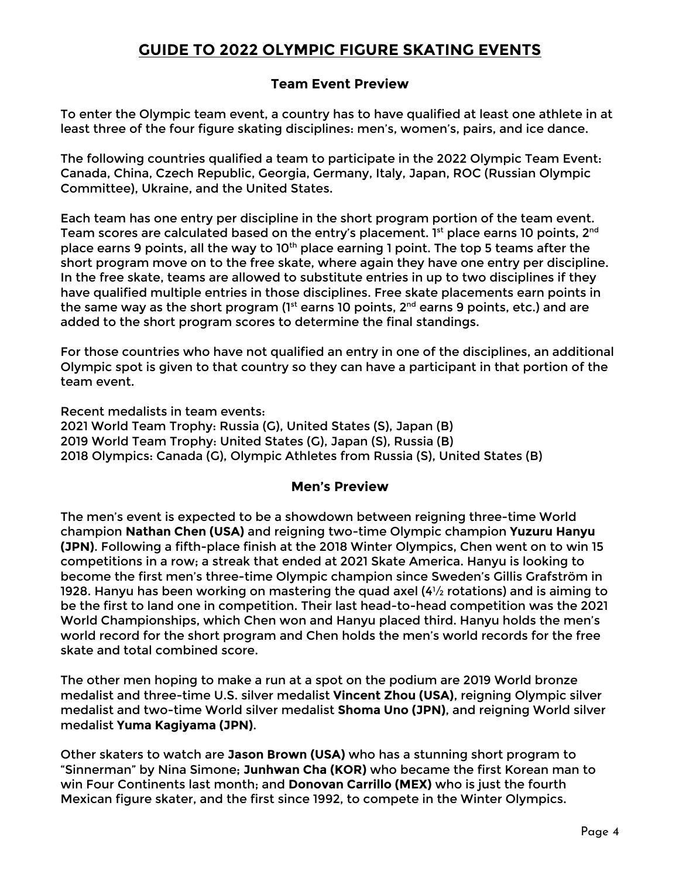# GUIDE TO 2022 OLYMPIC FIGURE SKATING EVENTS

## Team Event Preview

To enter the Olympic team event, a country has to have qualified at least one athlete in at least three of the four figure skating disciplines: men's, women's, pairs, and ice dance.

The following countries qualified a team to participate in the 2022 Olympic Team Event: Canada, China, Czech Republic, Georgia, Germany, Italy, Japan, ROC (Russian Olympic Committee), Ukraine, and the United States.

Each team has one entry per discipline in the short program portion of the team event. Team scores are calculated based on the entry's placement. 1st place earns 10 points, 2nd place earns 9 points, all the way to 10th place earning 1 point. The top 5 teams after the short program move on to the free skate, where again they have one entry per discipline. In the free skate, teams are allowed to substitute entries in up to two disciplines if they have qualified multiple entries in those disciplines. Free skate placements earn points in the same way as the short program (1st earns 10 points, 2nd earns 9 points, etc.) and are added to the short program scores to determine the final standings.

For those countries who have not qualified an entry in one of the disciplines, an additional Olympic spot is given to that country so they can have a participant in that portion of the team event.

Recent medalists in team events:
2021 World Team Trophy: Russia (G), United States (S), Japan (B)
2019 World Team Trophy: United States (G), Japan (S), Russia (B)
2018 Olympics: Canada (G), Olympic Athletes from Russia (S), United States (B)

## Men's Preview

The men's event is expected to be a showdown between reigning three-time World champion **Nathan Chen (USA)** and reigning two-time Olympic champion **Yuzuru Hanyu (JPN)**. Following a fifth-place finish at the 2018 Winter Olympics, Chen went on to win 15 competitions in a row; a streak that ended at 2021 Skate America. Hanyu is looking to become the first men's three-time Olympic champion since Sweden's Gillis Grafström in 1928. Hanyu has been working on mastering the quad axel (4½ rotations) and is aiming to be the first to land one in competition. Their last head-to-head competition was the 2021 World Championships, which Chen won and Hanyu placed third. Hanyu holds the men's world record for the short program and Chen holds the men's world records for the free skate and total combined score.

The other men hoping to make a run at a spot on the podium are 2019 World bronze medalist and three-time U.S. silver medalist **Vincent Zhou (USA)**, reigning Olympic silver medalist and two-time World silver medalist **Shoma Uno (JPN)**, and reigning World silver medalist **Yuma Kagiyama (JPN)**.

Other skaters to watch are **Jason Brown (USA)** who has a stunning short program to "Sinnerman" by Nina Simone; **Junhwan Cha (KOR)** who became the first Korean man to win Four Continents last month; and **Donovan Carrillo (MEX)** who is just the fourth Mexican figure skater, and the first since 1992, to compete in the Winter Olympics.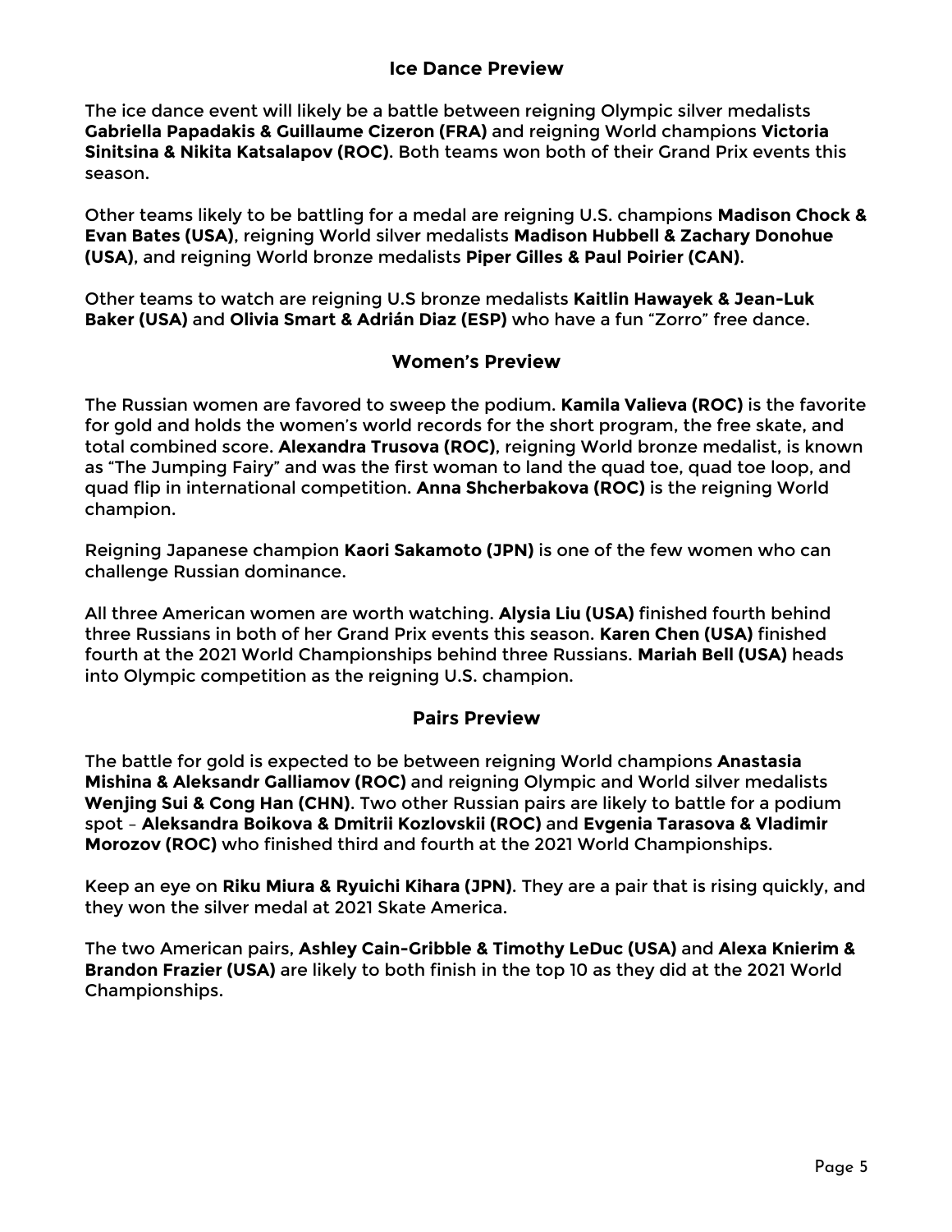## Ice Dance Preview

The ice dance event will likely be a battle between reigning Olympic silver medalists **Gabriella Papadakis & Guillaume Cizeron (FRA)** and reigning World champions **Victoria Sinitsina & Nikita Katsalapov (ROC)**. Both teams won both of their Grand Prix events this season.

Other teams likely to be battling for a medal are reigning U.S. champions **Madison Chock & Evan Bates (USA)**, reigning World silver medalists **Madison Hubbell & Zachary Donohue (USA)**, and reigning World bronze medalists **Piper Gilles & Paul Poirier (CAN)**.

Other teams to watch are reigning U.S bronze medalists **Kaitlin Hawayek & Jean-Luk Baker (USA)** and **Olivia Smart & Adrián Diaz (ESP)** who have a fun "Zorro" free dance.

## Women's Preview

The Russian women are favored to sweep the podium. **Kamila Valieva (ROC)** is the favorite for gold and holds the women's world records for the short program, the free skate, and total combined score. **Alexandra Trusova (ROC)**, reigning World bronze medalist, is known as "The Jumping Fairy" and was the first woman to land the quad toe, quad toe loop, and quad flip in international competition. **Anna Shcherbakova (ROC)** is the reigning World champion.

Reigning Japanese champion **Kaori Sakamoto (JPN)** is one of the few women who can challenge Russian dominance.

All three American women are worth watching. **Alysia Liu (USA)** finished fourth behind three Russians in both of her Grand Prix events this season. **Karen Chen (USA)** finished fourth at the 2021 World Championships behind three Russians. **Mariah Bell (USA)** heads into Olympic competition as the reigning U.S. champion.

## Pairs Preview

The battle for gold is expected to be between reigning World champions **Anastasia Mishina & Aleksandr Galliamov (ROC)** and reigning Olympic and World silver medalists **Wenjing Sui & Cong Han (CHN)**. Two other Russian pairs are likely to battle for a podium spot – **Aleksandra Boikova & Dmitrii Kozlovskii (ROC)** and **Evgenia Tarasova & Vladimir Morozov (ROC)** who finished third and fourth at the 2021 World Championships.

Keep an eye on **Riku Miura & Ryuichi Kihara (JPN)**. They are a pair that is rising quickly, and they won the silver medal at 2021 Skate America.

The two American pairs, **Ashley Cain-Gribble & Timothy LeDuc (USA)** and **Alexa Knierim & Brandon Frazier (USA)** are likely to both finish in the top 10 as they did at the 2021 World Championships.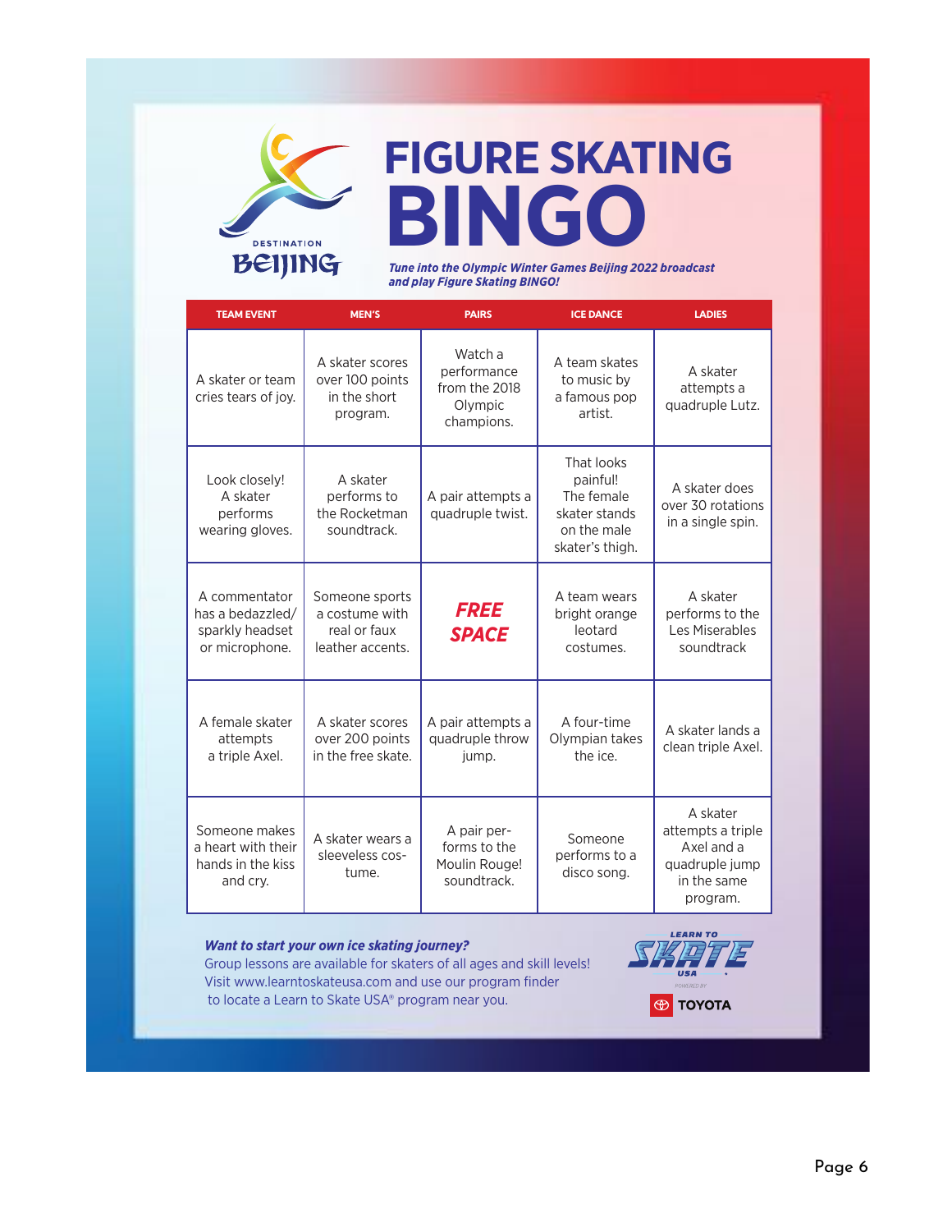DESTINATION BEIJING

# FIGURE SKATING BINGO

***Tune into the Olympic Winter Games Beijing 2022 broadcast and play Figure Skating BINGO!***

| TEAM EVENT | MEN'S | PAIRS | ICE DANCE | LADIES |
|---|---|---|---|---|
| A skater or team cries tears of joy. | A skater scores over 100 points in the short program. | Watch a performance from the 2018 Olympic champions. | A team skates to music by a famous pop artist. | A skater attempts a quadruple Lutz. |
| Look closely! A skater performs wearing gloves. | A skater performs to the Rocketman soundtrack. | A pair attempts a quadruple twist. | That looks painful! The female skater stands on the male skater's thigh. | A skater does over 30 rotations in a single spin. |
| A commentator has a bedazzled/ sparkly headset or microphone. | Someone sports a costume with real or faux leather accents. | ***FREE SPACE*** | A team wears bright orange leotard costumes. | A skater performs to the Les Miserables soundtrack |
| A female skater attempts a triple Axel. | A skater scores over 200 points in the free skate. | A pair attempts a quadruple throw jump. | A four-time Olympian takes the ice. | A skater lands a clean triple Axel. |
| Someone makes a heart with their hands in the kiss and cry. | A skater wears a sleeveless costume. | A pair performs to the Moulin Rouge! soundtrack. | Someone performs to a disco song. | A skater attempts a triple Axel and a quadruple jump in the same program. |

***Want to start your own ice skating journey?***

Group lessons are available for skaters of all ages and skill levels! Visit www.learntoskateusa.com and use our program finder to locate a Learn to Skate USA® program near you.

LEARN TO SKATE USA

POWERED BY TOYOTA